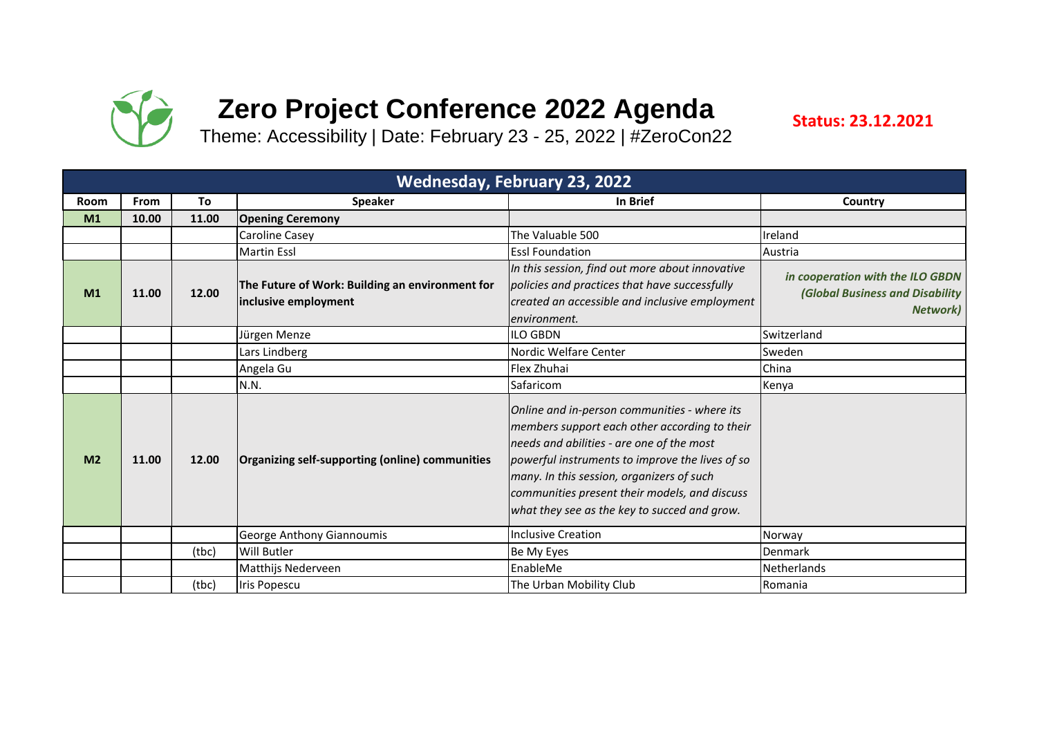# Zero Project Conference 2022 Agenda

Theme: Accessibility | Date: February 23 - 25, 2022 | #ZeroCon22

**Status: 23.12.2021**

| Wednesday, February 23, 2022 | | | | | |
|---|---|---|---|---|---|
| **Room** | **From** | **To** | **Speaker** | **In Brief** | **Country** |
| **M1** | **10.00** | **11.00** | **Opening Ceremony** | | |
| | | | Caroline Casey | The Valuable 500 | Ireland |
| | | | Martin Essl | Essl Foundation | Austria |
| **M1** | **11.00** | **12.00** | **The Future of Work: Building an environment for inclusive employment** | *In this session, find out more about innovative policies and practices that have successfully created an accessible and inclusive employment environment.* | ***in cooperation with the ILO GBDN (Global Business and Disability Network)*** |
| | | | Jürgen Menze | ILO GBDN | Switzerland |
| | | | Lars Lindberg | Nordic Welfare Center | Sweden |
| | | | Angela Gu | Flex Zhuhai | China |
| | | | N.N. | Safaricom | Kenya |
| **M2** | **11.00** | **12.00** | **Organizing self-supporting (online) communities** | *Online and in-person communities - where its members support each other according to their needs and abilities - are one of the most powerful instruments to improve the lives of so many. In this session, organizers of such communities present their models, and discuss what they see as the key to succed and grow.* | |
| | | | George Anthony Giannoumis | Inclusive Creation | Norway |
| | | (tbc) | Will Butler | Be My Eyes | Denmark |
| | | | Matthijs Nederveen | EnableMe | Netherlands |
| | | (tbc) | Iris Popescu | The Urban Mobility Club | Romania |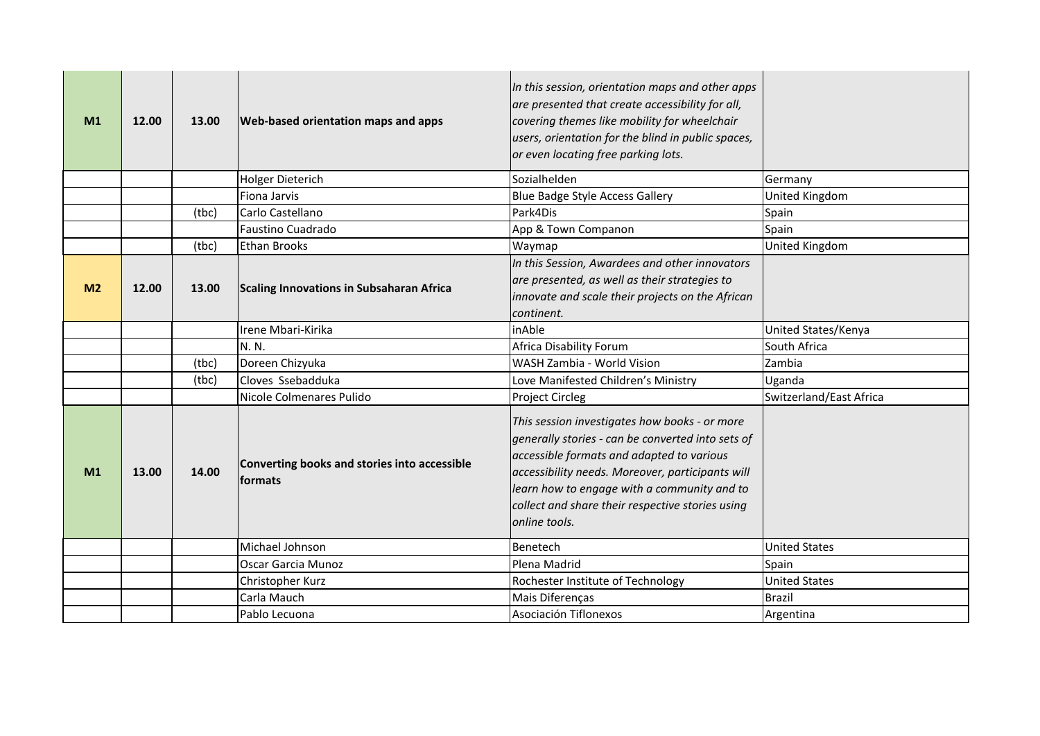| | | | | | |
|---|---|---|---|---|---|
| **M1** | **12.00** | **13.00** | **Web-based orientation maps and apps** | *In this session, orientation maps and other apps are presented that create accessibility for all, covering themes like mobility for wheelchair users, orientation for the blind in public spaces, or even locating free parking lots.* | |
| | | | Holger Dieterich | Sozialhelden | Germany |
| | | | Fiona Jarvis | Blue Badge Style Access Gallery | United Kingdom |
| | | (tbc) | Carlo Castellano | Park4Dis | Spain |
| | | | Faustino Cuadrado | App & Town Companon | Spain |
| | | (tbc) | Ethan Brooks | Waymap | United Kingdom |
| **M2** | **12.00** | **13.00** | **Scaling Innovations in Subsaharan Africa** | *In this Session, Awardees and other innovators are presented, as well as their strategies to innovate and scale their projects on the African continent.* | |
| | | | Irene Mbari-Kirika | inAble | United States/Kenya |
| | | | N. N. | Africa Disability Forum | South Africa |
| | | (tbc) | Doreen Chizyuka | WASH Zambia - World Vision | Zambia |
| | | (tbc) | Cloves Ssebadduka | Love Manifested Children's Ministry | Uganda |
| | | | Nicole Colmenares Pulido | Project Circleg | Switzerland/East Africa |
| **M1** | **13.00** | **14.00** | **Converting books and stories into accessible formats** | *This session investigates how books - or more generally stories - can be converted into sets of accessible formats and adapted to various accessibility needs. Moreover, participants will learn how to engage with a community and to collect and share their respective stories using online tools.* | |
| | | | Michael Johnson | Benetech | United States |
| | | | Oscar Garcia Munoz | Plena Madrid | Spain |
| | | | Christopher Kurz | Rochester Institute of Technology | United States |
| | | | Carla Mauch | Mais Diferenças | Brazil |
| | | | Pablo Lecuona | Asociación Tiflonexos | Argentina |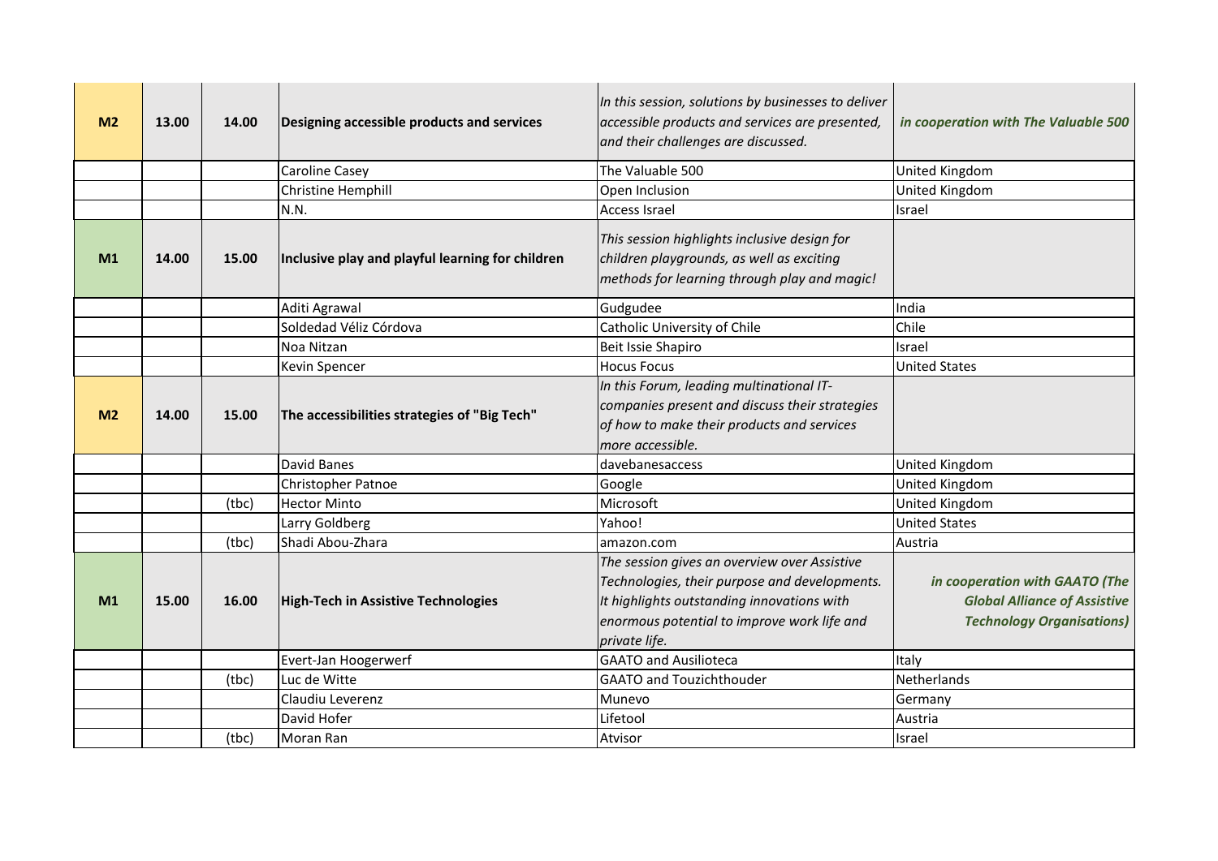| | | | | | |
|---|---|---|---|---|---|
| **M2** | **13.00** | **14.00** | **Designing accessible products and services** | *In this session, solutions by businesses to deliver accessible products and services are presented, and their challenges are discussed.* | ***in cooperation with The Valuable 500*** |
| | | | Caroline Casey | The Valuable 500 | United Kingdom |
| | | | Christine Hemphill | Open Inclusion | United Kingdom |
| | | | N.N. | Access Israel | Israel |
| **M1** | **14.00** | **15.00** | **Inclusive play and playful learning for children** | *This session highlights inclusive design for children playgrounds, as well as exciting methods for learning through play and magic!* | |
| | | | Aditi Agrawal | Gudgudee | India |
| | | | Soldedad Véliz Córdova | Catholic University of Chile | Chile |
| | | | Noa Nitzan | Beit Issie Shapiro | Israel |
| | | | Kevin Spencer | Hocus Focus | United States |
| **M2** | **14.00** | **15.00** | **The accessibilities strategies of "Big Tech"** | *In this Forum, leading multinational IT-companies present and discuss their strategies of how to make their products and services more accessible.* | |
| | | | David Banes | davebanesaccess | United Kingdom |
| | | | Christopher Patnoe | Google | United Kingdom |
| | | (tbc) | Hector Minto | Microsoft | United Kingdom |
| | | | Larry Goldberg | Yahoo! | United States |
| | | (tbc) | Shadi Abou-Zhara | amazon.com | Austria |
| **M1** | **15.00** | **16.00** | **High-Tech in Assistive Technologies** | *The session gives an overview over Assistive Technologies, their purpose and developments. It highlights outstanding innovations with enormous potential to improve work life and private life.* | ***in cooperation with GAATO (The Global Alliance of Assistive Technology Organisations)*** |
| | | | Evert-Jan Hoogerwerf | GAATO and Ausilioteca | Italy |
| | | (tbc) | Luc de Witte | GAATO and Touzichthouder | Netherlands |
| | | | Claudiu Leverenz | Munevo | Germany |
| | | | David Hofer | Lifetool | Austria |
| | | (tbc) | Moran Ran | Atvisor | Israel |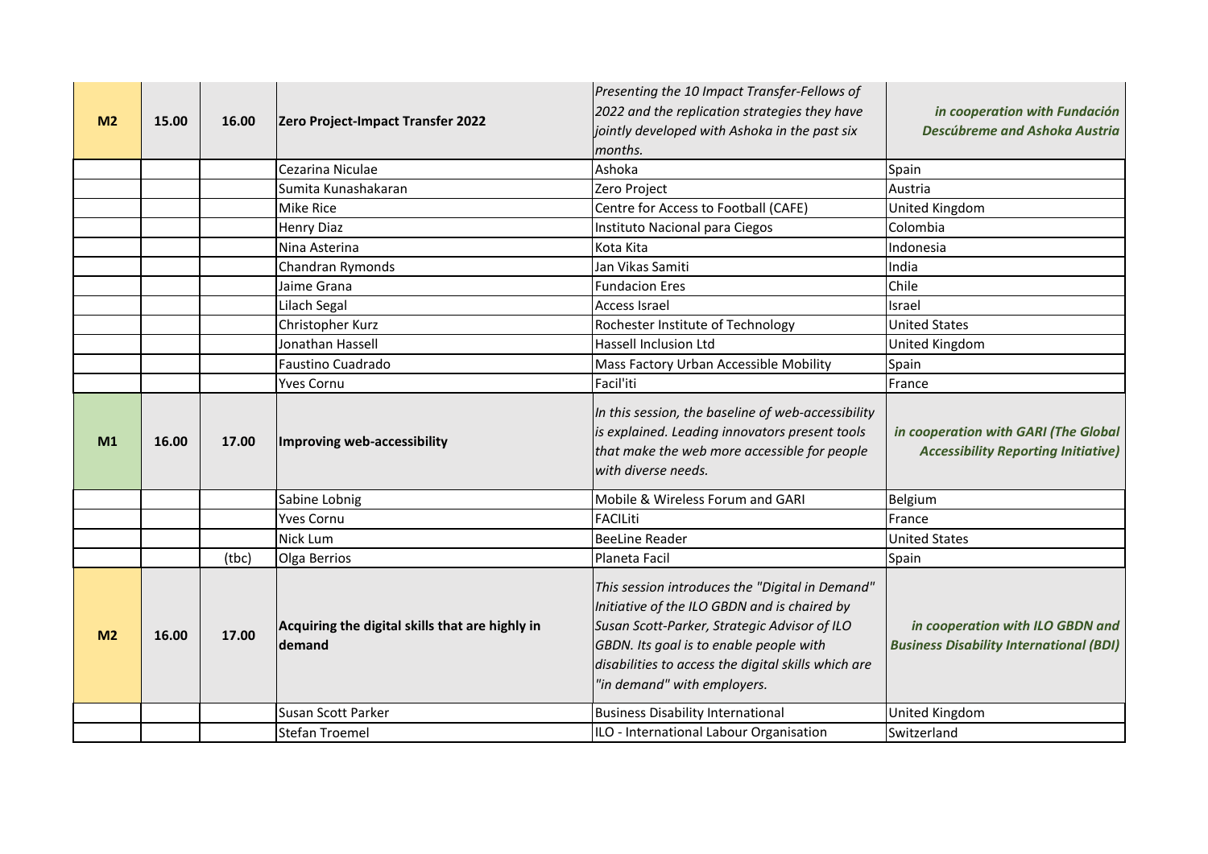| | | | | | |
|---|---|---|---|---|---|
| **M2** | **15.00** | **16.00** | **Zero Project-Impact Transfer 2022** | *Presenting the 10 Impact Transfer-Fellows of 2022 and the replication strategies they have jointly developed with Ashoka in the past six months.* | ***in cooperation with Fundación Descúbreme and Ashoka Austria*** |
| | | | Cezarina Niculae | Ashoka | Spain |
| | | | Sumita Kunashakaran | Zero Project | Austria |
| | | | Mike Rice | Centre for Access to Football (CAFE) | United Kingdom |
| | | | Henry Diaz | Instituto Nacional para Ciegos | Colombia |
| | | | Nina Asterina | Kota Kita | Indonesia |
| | | | Chandran Rymonds | Jan Vikas Samiti | India |
| | | | Jaime Grana | Fundacion Eres | Chile |
| | | | Lilach Segal | Access Israel | Israel |
| | | | Christopher Kurz | Rochester Institute of Technology | United States |
| | | | Jonathan Hassell | Hassell Inclusion Ltd | United Kingdom |
| | | | Faustino Cuadrado | Mass Factory Urban Accessible Mobility | Spain |
| | | | Yves Cornu | Facil'iti | France |
| **M1** | **16.00** | **17.00** | **Improving web-accessibility** | *In this session, the baseline of web-accessibility is explained. Leading innovators present tools that make the web more accessible for people with diverse needs.* | ***in cooperation with GARI (The Global Accessibility Reporting Initiative)*** |
| | | | Sabine Lobnig | Mobile & Wireless Forum and GARI | Belgium |
| | | | Yves Cornu | FACILiti | France |
| | | | Nick Lum | BeeLine Reader | United States |
| | | (tbc) | Olga Berrios | Planeta Facil | Spain |
| **M2** | **16.00** | **17.00** | **Acquiring the digital skills that are highly in demand** | *This session introduces the "Digital in Demand" Initiative of the ILO GBDN and is chaired by Susan Scott-Parker, Strategic Advisor of ILO GBDN. Its goal is to enable people with disabilities to access the digital skills which are "in demand" with employers.* | ***in cooperation with ILO GBDN and Business Disability International (BDI)*** |
| | | | Susan Scott Parker | Business Disability International | United Kingdom |
| | | | Stefan Troemel | ILO - International Labour Organisation | Switzerland |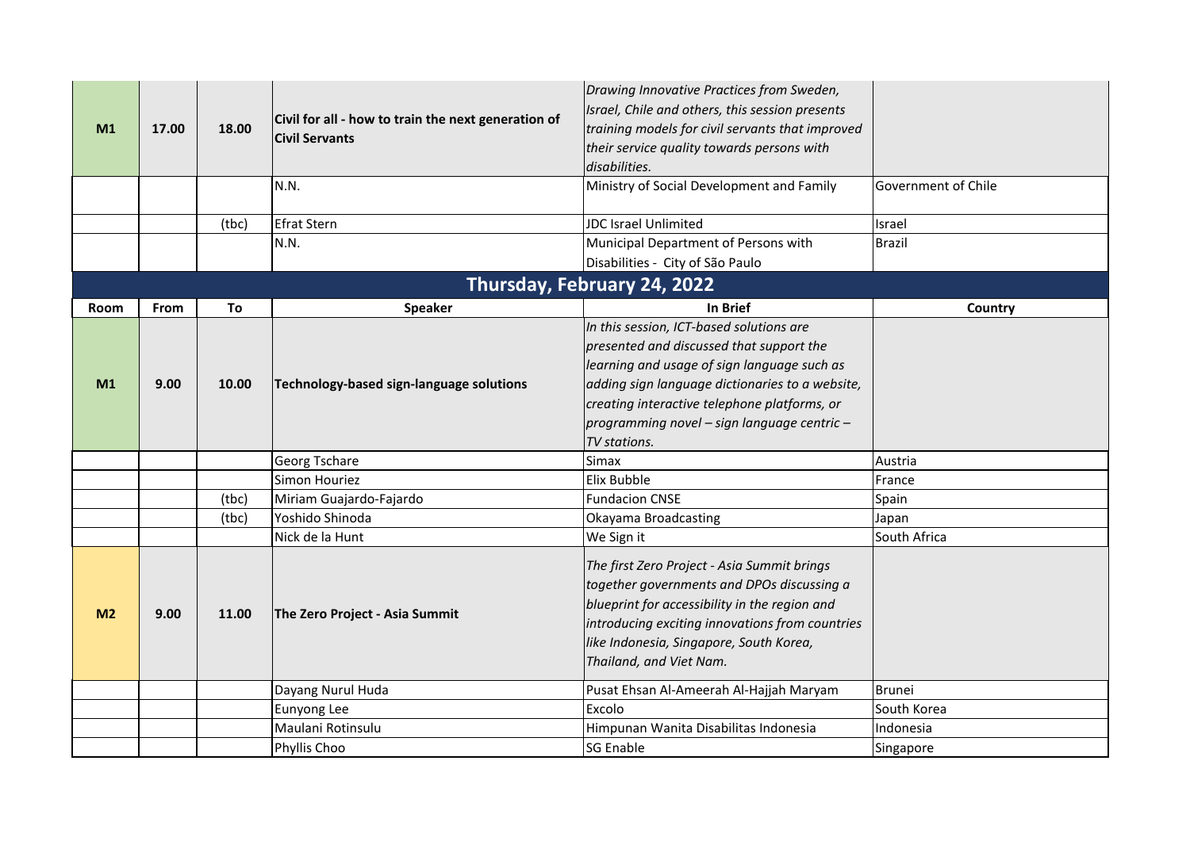| M1 | 17.00 | 18.00 | **Civil for all - how to train the next generation of Civil Servants** | *Drawing Innovative Practices from Sweden, Israel, Chile and others, this session presents training models for civil servants that improved their service quality towards persons with disabilities.* | |
|---|---|---|---|---|---|
| | | | N.N. | Ministry of Social Development and Family | Government of Chile |
| | | (tbc) | Efrat Stern | JDC Israel Unlimited | Israel |
| | | | N.N. | Municipal Department of Persons with Disabilities - City of São Paulo | Brazil |

## Thursday, February 24, 2022

| Room | From | To | Speaker | In Brief | Country |
|---|---|---|---|---|---|
| M1 | 9.00 | 10.00 | **Technology-based sign-language solutions** | *In this session, ICT-based solutions are presented and discussed that support the learning and usage of sign language such as adding sign language dictionaries to a website, creating interactive telephone platforms, or programming novel – sign language centric – TV stations.* | |
| | | | Georg Tschare | Simax | Austria |
| | | | Simon Houriez | Elix Bubble | France |
| | | (tbc) | Miriam Guajardo-Fajardo | Fundacion CNSE | Spain |
| | | (tbc) | Yoshido Shinoda | Okayama Broadcasting | Japan |
| | | | Nick de la Hunt | We Sign it | South Africa |
| M2 | 9.00 | 11.00 | **The Zero Project - Asia Summit** | *The first Zero Project - Asia Summit brings together governments and DPOs discussing a blueprint for accessibility in the region and introducing exciting innovations from countries like Indonesia, Singapore, South Korea, Thailand, and Viet Nam.* | |
| | | | Dayang Nurul Huda | Pusat Ehsan Al-Ameerah Al-Hajjah Maryam | Brunei |
| | | | Eunyong Lee | Excolo | South Korea |
| | | | Maulani Rotinsulu | Himpunan Wanita Disabilitas Indonesia | Indonesia |
| | | | Phyllis Choo | SG Enable | Singapore |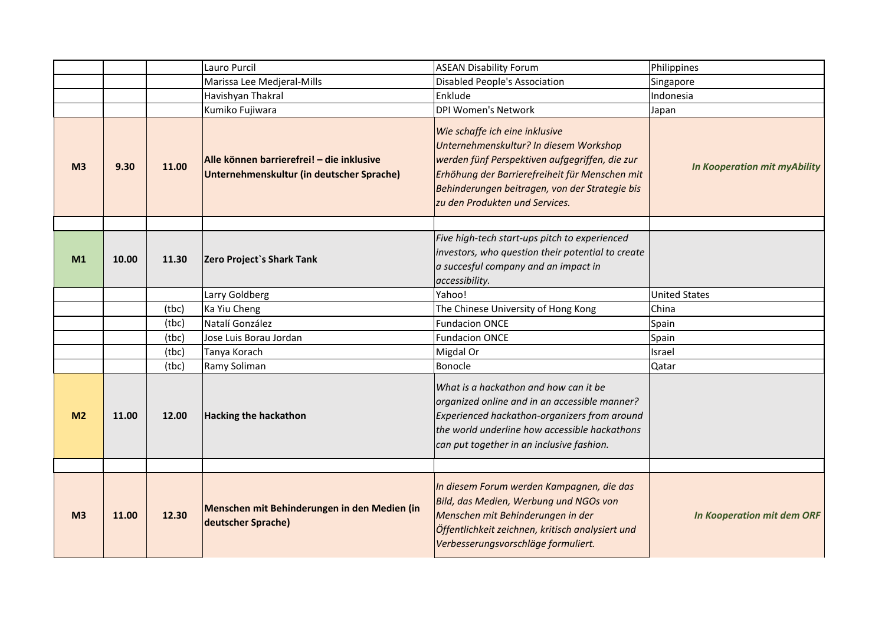| | | | | | |
|---|---|---|---|---|---|
| | | | Lauro Purcil | ASEAN Disability Forum | Philippines |
| | | | Marissa Lee Medjeral-Mills | Disabled People's Association | Singapore |
| | | | Havishyan Thakral | Enklude | Indonesia |
| | | | Kumiko Fujiwara | DPI Women's Network | Japan |
| **M3** | **9.30** | **11.00** | **Alle können barrierefrei! – die inklusive Unternehmenskultur (in deutscher Sprache)** | *Wie schaffe ich eine inklusive Unternehmenskultur? In diesem Workshop werden fünf Perspektiven aufgegriffen, die zur Erhöhung der Barrierefreiheit für Menschen mit Behinderungen beitragen, von der Strategie bis zu den Produkten und Services.* | ***In Kooperation mit myAbility*** |
| | | | | | |
| **M1** | **10.00** | **11.30** | **Zero Project`s Shark Tank** | *Five high-tech start-ups pitch to experienced investors, who question their potential to create a succesful company and an impact in accessibility.* | |
| | | | Larry Goldberg | Yahoo! | United States |
| | | (tbc) | Ka Yiu Cheng | The Chinese University of Hong Kong | China |
| | | (tbc) | Natalí González | Fundacion ONCE | Spain |
| | | (tbc) | Jose Luis Borau Jordan | Fundacion ONCE | Spain |
| | | (tbc) | Tanya Korach | Migdal Or | Israel |
| | | (tbc) | Ramy Soliman | Bonocle | Qatar |
| **M2** | **11.00** | **12.00** | **Hacking the hackathon** | *What is a hackathon and how can it be organized online and in an accessible manner? Experienced hackathon-organizers from around the world underline how accessible hackathons can put together in an inclusive fashion.* | |
| | | | | | |
| **M3** | **11.00** | **12.30** | **Menschen mit Behinderungen in den Medien (in deutscher Sprache)** | *In diesem Forum werden Kampagnen, die das Bild, das Medien, Werbung und NGOs von Menschen mit Behinderungen in der Öffentlichkeit zeichnen, kritisch analysiert und Verbesserungsvorschläge formuliert.* | ***In Kooperation mit dem ORF*** |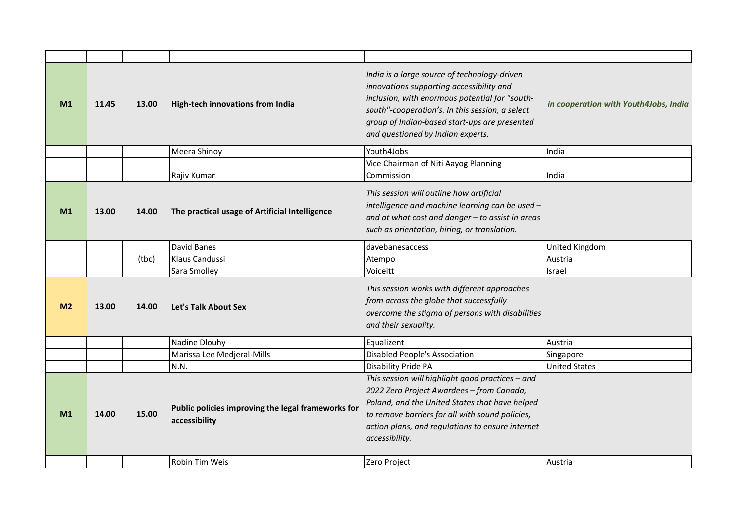| | | | | | |
|---|---|---|---|---|---|
| **M1** | **11.45** | **13.00** | **High-tech innovations from India** | *India is a large source of technology-driven innovations supporting accessibility and inclusion, with enormous potential for "south-south"-cooperation's. In this session, a select group of Indian-based start-ups are presented and questioned by Indian experts.* | ***in cooperation with Youth4Jobs, India*** |
| | | | Meera Shinoy | Youth4Jobs | India |
| | | | Rajiv Kumar | Vice Chairman of Niti Aayog Planning Commission | India |
| **M1** | **13.00** | **14.00** | **The practical usage of Artificial Intelligence** | *This session will outline how artificial intelligence and machine learning can be used – and at what cost and danger – to assist in areas such as orientation, hiring, or translation.* | |
| | | | David Banes | davebanesaccess | United Kingdom |
| | | (tbc) | Klaus Candussi | Atempo | Austria |
| | | | Sara Smolley | Voiceitt | Israel |
| **M2** | **13.00** | **14.00** | **Let's Talk About Sex** | *This session works with different approaches from across the globe that successfully overcome the stigma of persons with disabilities and their sexuality.* | |
| | | | Nadine Dlouhy | Equalizent | Austria |
| | | | Marissa Lee Medjeral-Mills | Disabled People's Association | Singapore |
| | | | N.N. | Disability Pride PA | United States |
| **M1** | **14.00** | **15.00** | **Public policies improving the legal frameworks for accessibility** | *This session will highlight good practices – and 2022 Zero Project Awardees – from Canada, Poland, and the United States that have helped to remove barriers for all with sound policies, action plans, and regulations to ensure internet accessibility.* | |
| | | | Robin Tim Weis | Zero Project | Austria |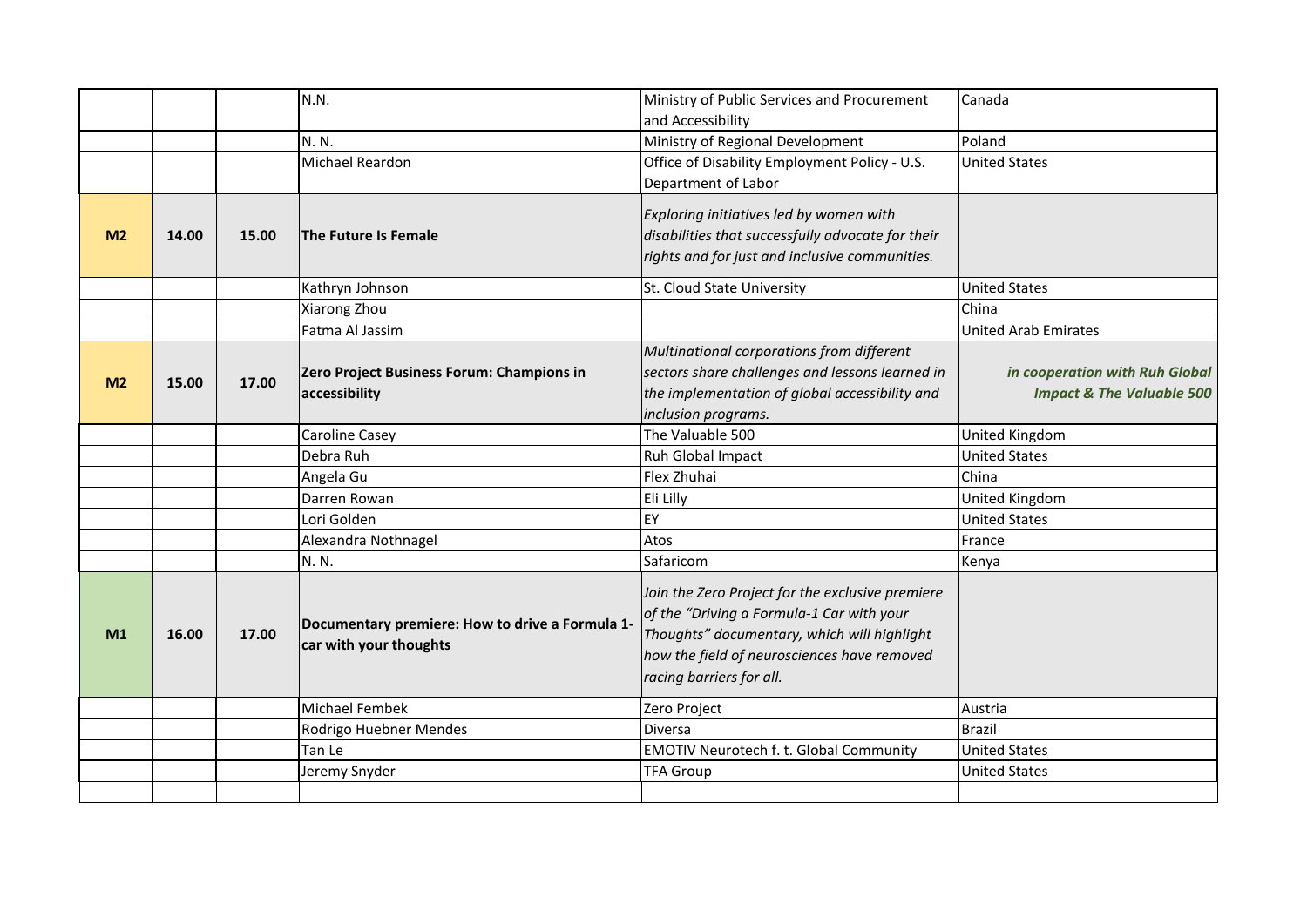| | | | | | |
|---|---|---|---|---|---|
| | | | N.N. | Ministry of Public Services and Procurement and Accessibility | Canada |
| | | | N. N. | Ministry of Regional Development | Poland |
| | | | Michael Reardon | Office of Disability Employment Policy - U.S. Department of Labor | United States |
| **M2** | **14.00** | **15.00** | **The Future Is Female** | *Exploring initiatives led by women with disabilities that successfully advocate for their rights and for just and inclusive communities.* | |
| | | | Kathryn Johnson | St. Cloud State University | United States |
| | | | Xiarong Zhou | | China |
| | | | Fatma Al Jassim | | United Arab Emirates |
| **M2** | **15.00** | **17.00** | **Zero Project Business Forum: Champions in accessibility** | *Multinational corporations from different sectors share challenges and lessons learned in the implementation of global accessibility and inclusion programs.* | ***in cooperation with Ruh Global Impact & The Valuable 500*** |
| | | | Caroline Casey | The Valuable 500 | United Kingdom |
| | | | Debra Ruh | Ruh Global Impact | United States |
| | | | Angela Gu | Flex Zhuhai | China |
| | | | Darren Rowan | Eli Lilly | United Kingdom |
| | | | Lori Golden | EY | United States |
| | | | Alexandra Nothnagel | Atos | France |
| | | | N. N. | Safaricom | Kenya |
| **M1** | **16.00** | **17.00** | **Documentary premiere: How to drive a Formula 1-car with your thoughts** | *Join the Zero Project for the exclusive premiere of the "Driving a Formula-1 Car with your Thoughts" documentary, which will highlight how the field of neurosciences have removed racing barriers for all.* | |
| | | | Michael Fembek | Zero Project | Austria |
| | | | Rodrigo Huebner Mendes | Diversa | Brazil |
| | | | Tan Le | EMOTIV Neurotech f. t. Global Community | United States |
| | | | Jeremy Snyder | TFA Group | United States |
| | | | | | |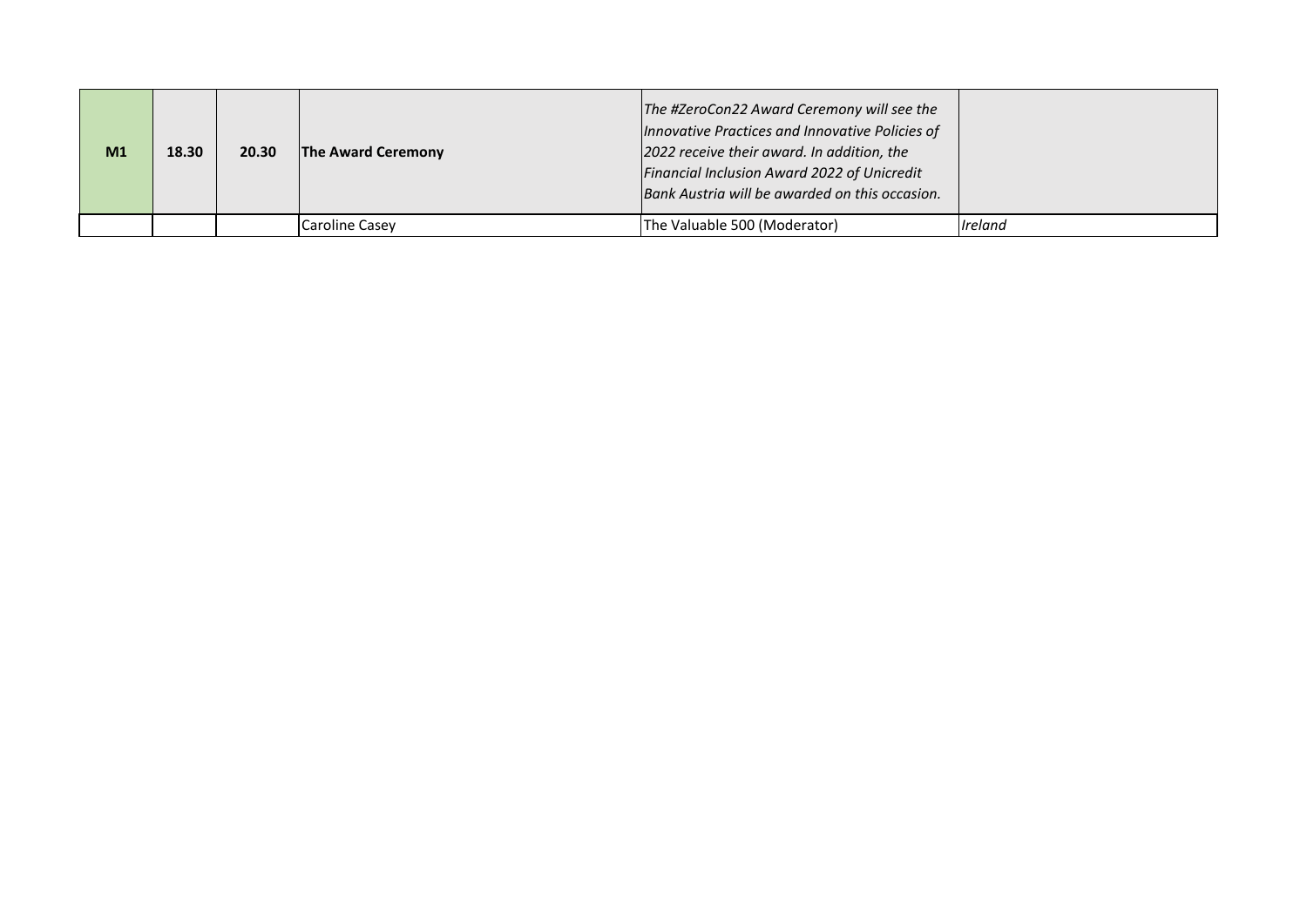| M1 | 18.30 | 20.30 | **The Award Ceremony** | *The #ZeroCon22 Award Ceremony will see the Innovative Practices and Innovative Policies of 2022 receive their award. In addition, the Financial Inclusion Award 2022 of Unicredit Bank Austria will be awarded on this occasion.* | |
|---|---|---|---|---|---|
| | | | Caroline Casey | The Valuable 500 (Moderator) | *Ireland* |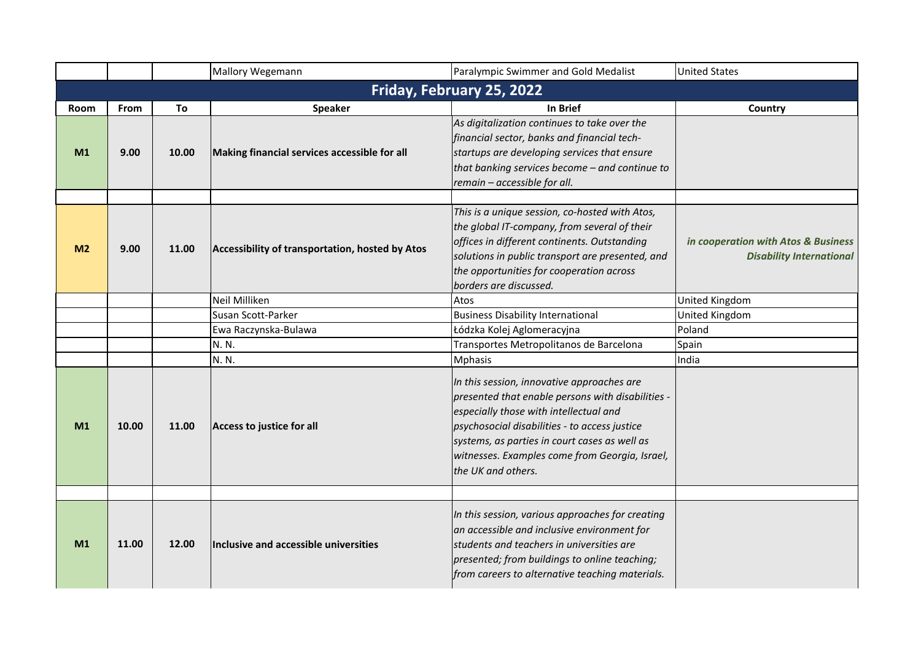| | | | Mallory Wegemann | Paralympic Swimmer and Gold Medalist | United States |
|---|---|---|---|---|---|
| **Friday, February 25, 2022** | | | | | |
| **Room** | **From** | **To** | **Speaker** | **In Brief** | **Country** |
| **M1** | **9.00** | **10.00** | **Making financial services accessible for all** | *As digitalization continues to take over the financial sector, banks and financial tech-startups are developing services that ensure that banking services become – and continue to remain – accessible for all.* | |
| | | | | | |
| **M2** | **9.00** | **11.00** | **Accessibility of transportation, hosted by Atos** | *This is a unique session, co-hosted with Atos, the global IT-company, from several of their offices in different continents. Outstanding solutions in public transport are presented, and the opportunities for cooperation across borders are discussed.* | ***in cooperation with Atos & Business Disability International*** |
| | | | Neil Milliken | Atos | United Kingdom |
| | | | Susan Scott-Parker | Business Disability International | United Kingdom |
| | | | Ewa Raczynska-Bulawa | Łódzka Kolej Aglomeracyjna | Poland |
| | | | N. N. | Transportes Metropolitanos de Barcelona | Spain |
| | | | N. N. | Mphasis | India |
| **M1** | **10.00** | **11.00** | **Access to justice for all** | *In this session, innovative approaches are presented that enable persons with disabilities - especially those with intellectual and psychosocial disabilities - to access justice systems, as parties in court cases as well as witnesses. Examples come from Georgia, Israel, the UK and others.* | |
| | | | | | |
| **M1** | **11.00** | **12.00** | **Inclusive and accessible universities** | *In this session, various approaches for creating an accessible and inclusive environment for students and teachers in universities are presented; from buildings to online teaching; from careers to alternative teaching materials.* | |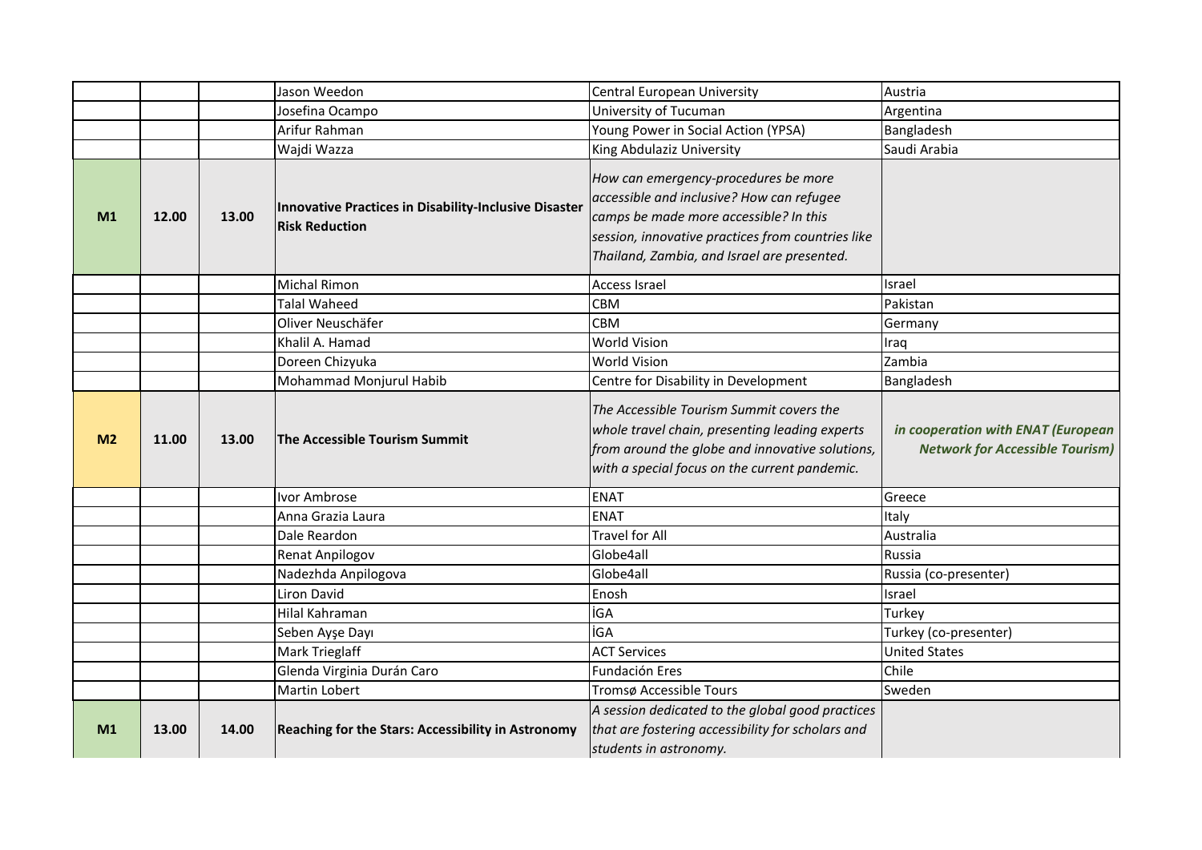| | | | | | |
|---|---|---|---|---|---|
| | | | Jason Weedon | Central European University | Austria |
| | | | Josefina Ocampo | University of Tucuman | Argentina |
| | | | Arifur Rahman | Young Power in Social Action (YPSA) | Bangladesh |
| | | | Wajdi Wazza | King Abdulaziz University | Saudi Arabia |
| **M1** | **12.00** | **13.00** | **Innovative Practices in Disability-Inclusive Disaster Risk Reduction** | *How can emergency-procedures be more accessible and inclusive? How can refugee camps be made more accessible? In this session, innovative practices from countries like Thailand, Zambia, and Israel are presented.* | |
| | | | Michal Rimon | Access Israel | Israel |
| | | | Talal Waheed | CBM | Pakistan |
| | | | Oliver Neuschäfer | CBM | Germany |
| | | | Khalil A. Hamad | World Vision | Iraq |
| | | | Doreen Chizyuka | World Vision | Zambia |
| | | | Mohammad Monjurul Habib | Centre for Disability in Development | Bangladesh |
| **M2** | **11.00** | **13.00** | **The Accessible Tourism Summit** | *The Accessible Tourism Summit covers the whole travel chain, presenting leading experts from around the globe and innovative solutions, with a special focus on the current pandemic.* | ***in cooperation with ENAT (European Network for Accessible Tourism)*** |
| | | | Ivor Ambrose | ENAT | Greece |
| | | | Anna Grazia Laura | ENAT | Italy |
| | | | Dale Reardon | Travel for All | Australia |
| | | | Renat Anpilogov | Globe4all | Russia |
| | | | Nadezhda Anpilogova | Globe4all | Russia (co-presenter) |
| | | | Liron David | Enosh | Israel |
| | | | Hilal Kahraman | İGA | Turkey |
| | | | Seben Ayşe Dayı | İGA | Turkey (co-presenter) |
| | | | Mark Trieglaff | ACT Services | United States |
| | | | Glenda Virginia Durán Caro | Fundación Eres | Chile |
| | | | Martin Lobert | Tromsø Accessible Tours | Sweden |
| **M1** | **13.00** | **14.00** | **Reaching for the Stars: Accessibility in Astronomy** | *A session dedicated to the global good practices that are fostering accessibility for scholars and students in astronomy.* | |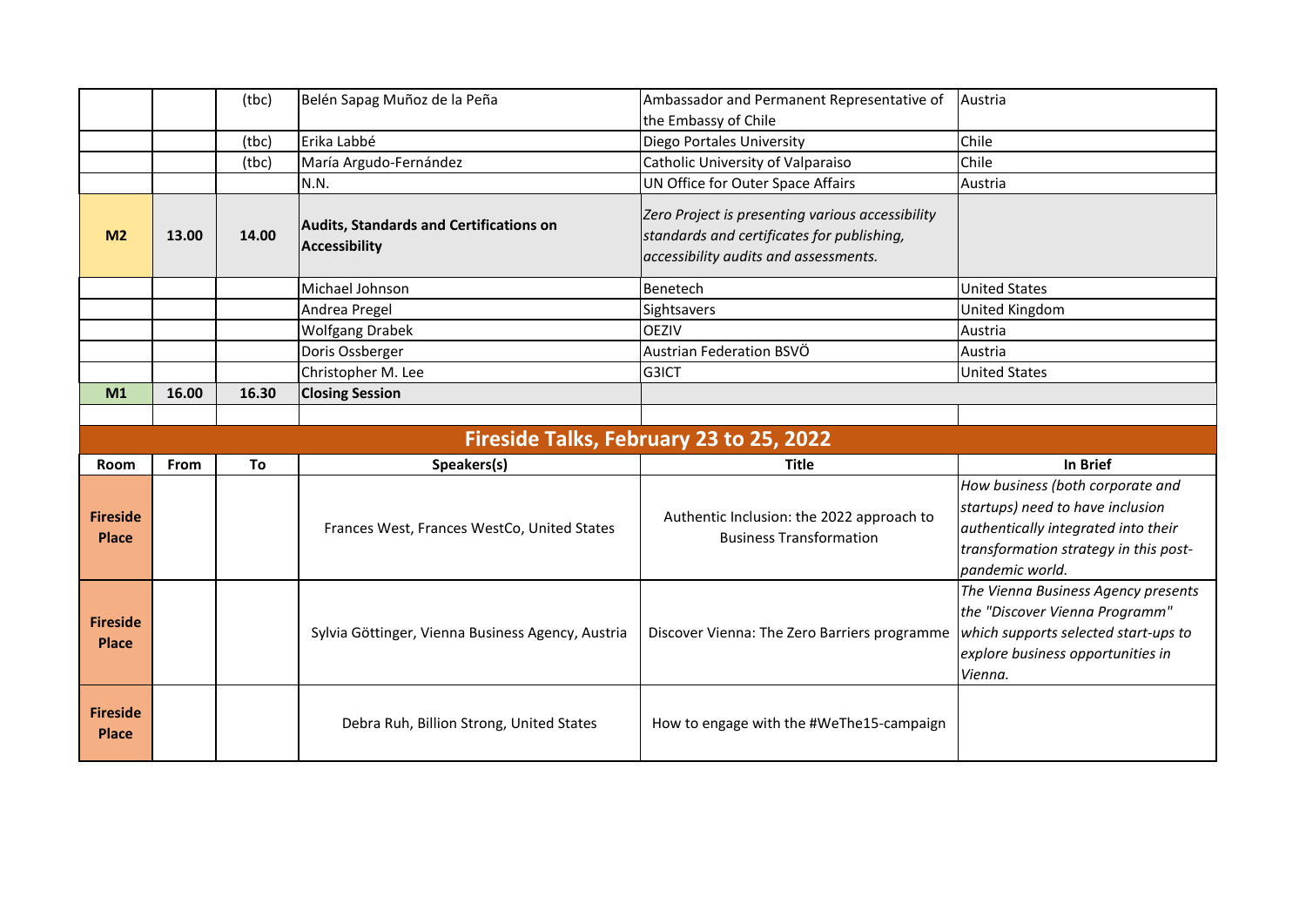| | | | | | |
|---|---|---|---|---|---|
| | | (tbc) | Belén Sapag Muñoz de la Peña | Ambassador and Permanent Representative of the Embassy of Chile | Austria |
| | | (tbc) | Erika Labbé | Diego Portales University | Chile |
| | | (tbc) | María Argudo-Fernández | Catholic University of Valparaiso | Chile |
| | | | N.N. | UN Office for Outer Space Affairs | Austria |
| **M2** | **13.00** | **14.00** | **Audits, Standards and Certifications on Accessibility** | *Zero Project is presenting various accessibility standards and certificates for publishing, accessibility audits and assessments.* | |
| | | | Michael Johnson | Benetech | United States |
| | | | Andrea Pregel | Sightsavers | United Kingdom |
| | | | Wolfgang Drabek | OEZIV | Austria |
| | | | Doris Ossberger | Austrian Federation BSVÖ | Austria |
| | | | Christopher M. Lee | G3ICT | United States |
| **M1** | **16.00** | **16.30** | **Closing Session** | | |

## Fireside Talks, February 23 to 25, 2022

| Room | From | To | Speakers(s) | Title | In Brief |
|---|---|---|---|---|---|
| **Fireside Place** | | | Frances West, Frances WestCo, United States | Authentic Inclusion: the 2022 approach to Business Transformation | *How business (both corporate and startups) need to have inclusion authentically integrated into their transformation strategy in this post-pandemic world.* |
| **Fireside Place** | | | Sylvia Göttinger, Vienna Business Agency, Austria | Discover Vienna: The Zero Barriers programme | *The Vienna Business Agency presents the "Discover Vienna Programm" which supports selected start-ups to explore business opportunities in Vienna.* |
| **Fireside Place** | | | Debra Ruh, Billion Strong, United States | How to engage with the #WeThe15-campaign | |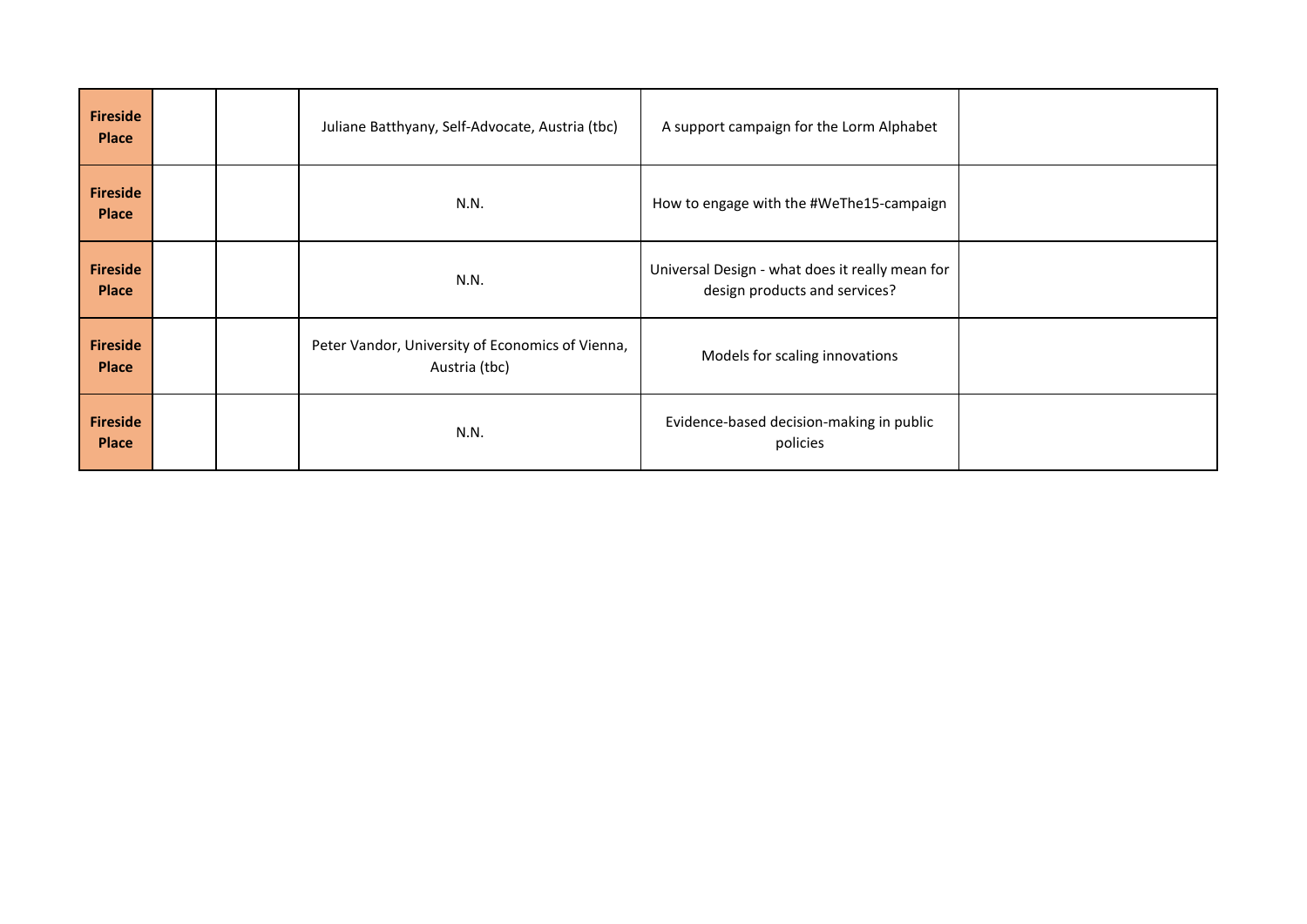| | | | | | |
|---|---|---|---|---|---|
| **Fireside Place** | | | Juliane Batthyany, Self-Advocate, Austria (tbc) | A support campaign for the Lorm Alphabet | |
| **Fireside Place** | | | N.N. | How to engage with the #WeThe15-campaign | |
| **Fireside Place** | | | N.N. | Universal Design - what does it really mean for design products and services? | |
| **Fireside Place** | | | Peter Vandor, University of Economics of Vienna, Austria (tbc) | Models for scaling innovations | |
| **Fireside Place** | | | N.N. | Evidence-based decision-making in public policies | |